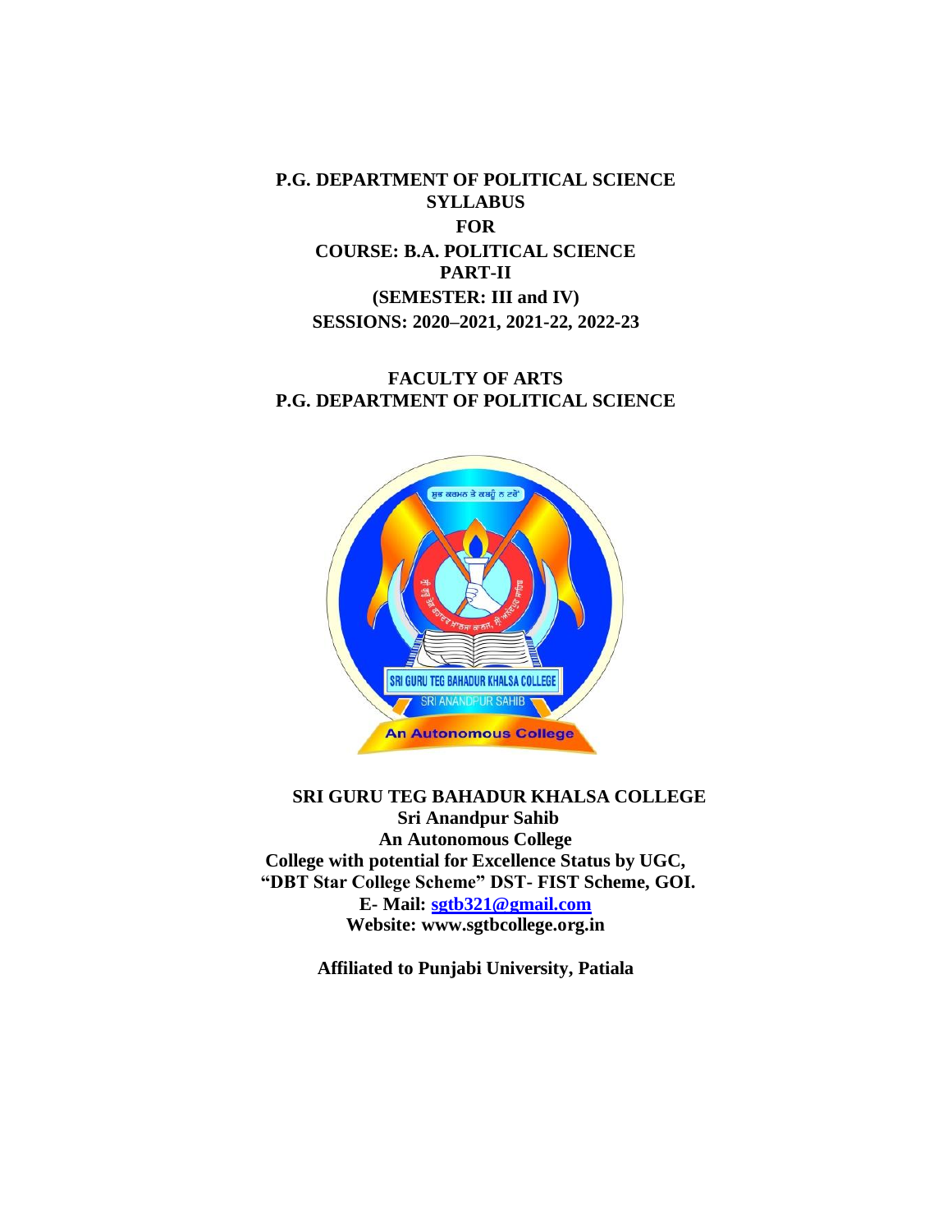**P.G. DEPARTMENT OF POLITICAL SCIENCE**
**SYLLABUS**
**FOR**
**COURSE: B.A. POLITICAL SCIENCE**
**PART-II**
**(SEMESTER: III and IV)**
**SESSIONS: 2020–2021, 2021-22, 2022-23**

**FACULTY OF ARTS**
**P.G. DEPARTMENT OF POLITICAL SCIENCE**

**SRI GURU TEG BAHADUR KHALSA COLLEGE**
**Sri Anandpur Sahib**
**An Autonomous College**
**College with potential for Excellence Status by UGC,**
**"DBT Star College Scheme" DST- FIST Scheme, GOI.**
**E- Mail: sgtb321@gmail.com**
**Website: www.sgtbcollege.org.in**

**Affiliated to Punjabi University, Patiala**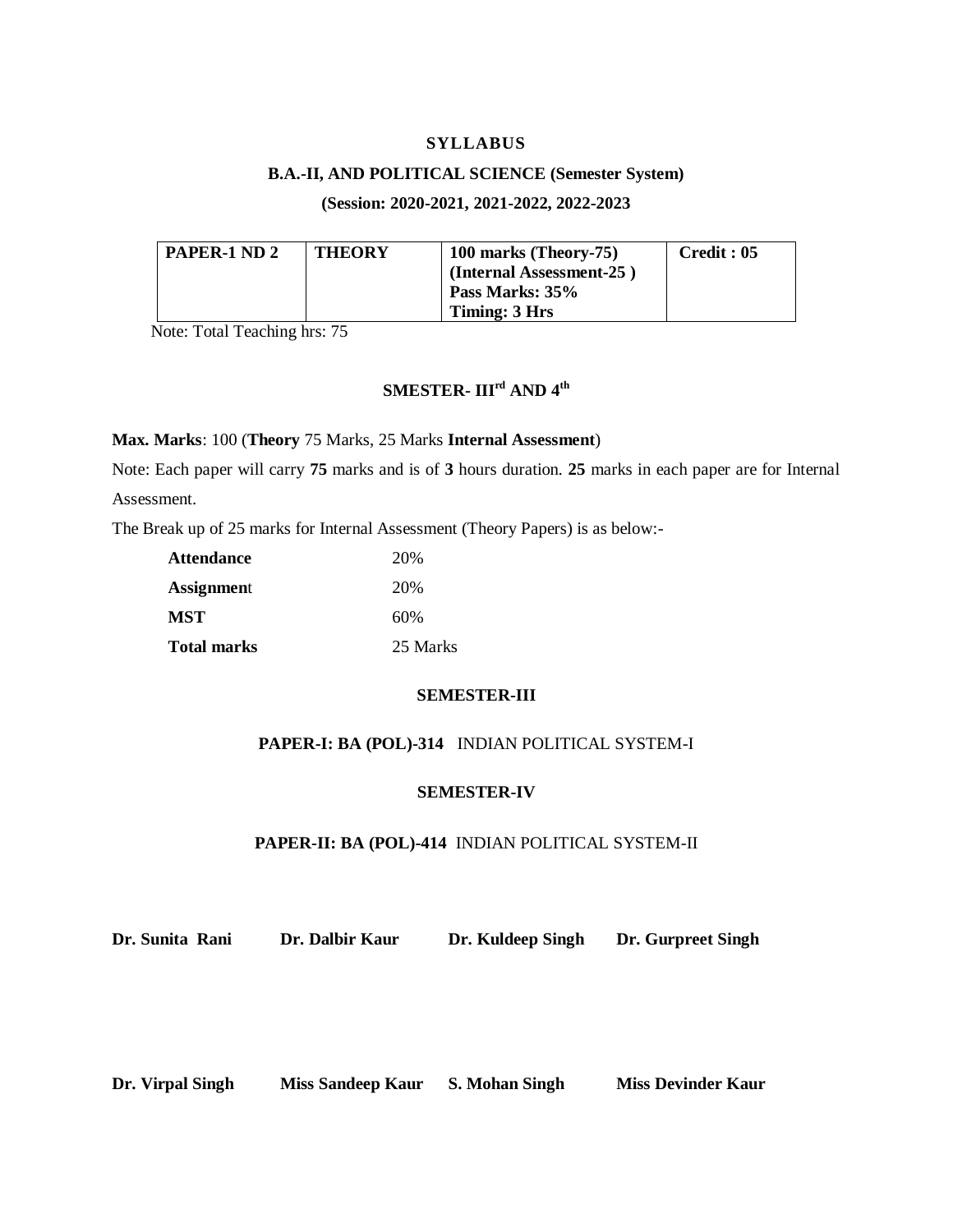# SYLLABUS

## B.A.-II, AND POLITICAL SCIENCE (Semester System)

### (Session: 2020-2021, 2021-2022, 2022-2023

| PAPER-1 ND 2 | THEORY | 100 marks (Theory-75)<br>(Internal Assessment-25 )<br>Pass Marks: 35%<br>Timing: 3 Hrs | Credit : 05 |
|---|---|---|---|

Note: Total Teaching hrs: 75

### SMESTER- III[rd] AND 4[th]

**Max. Marks**: 100 (**Theory** 75 Marks, 25 Marks **Internal Assessment**)

Note: Each paper will carry **75** marks and is of **3** hours duration. **25** marks in each paper are for Internal Assessment.

The Break up of 25 marks for Internal Assessment (Theory Papers) is as below:-

| | |
|---|---|
| **Attendance** | 20% |
| **Assignment** | 20% |
| **MST** | 60% |
| **Total marks** | 25 Marks |

### SEMESTER-III

**PAPER-I: BA (POL)-314** INDIAN POLITICAL SYSTEM-I

### SEMESTER-IV

**PAPER-II: BA (POL)-414** INDIAN POLITICAL SYSTEM-II

**Dr. Sunita Rani** **Dr. Dalbir Kaur** **Dr. Kuldeep Singh** **Dr. Gurpreet Singh**

**Dr. Virpal Singh** **Miss Sandeep Kaur** **S. Mohan Singh** **Miss Devinder Kaur**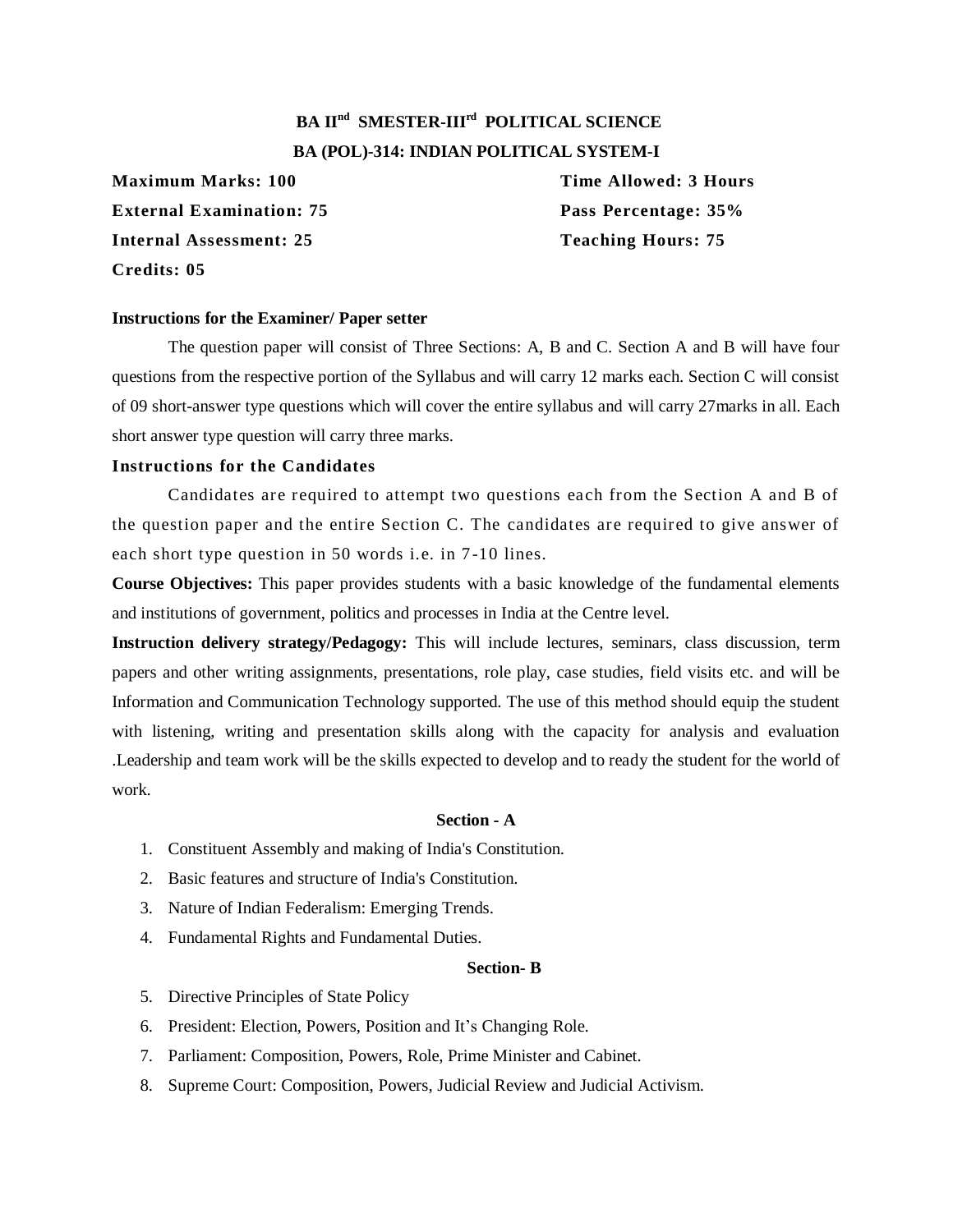# BA II[nd] SMESTER-III[rd] POLITICAL SCIENCE

## BA (POL)-314: INDIAN POLITICAL SYSTEM-I

**Maximum Marks: 100** | **Time Allowed: 3 Hours**

**External Examination: 75** | **Pass Percentage: 35%**

**Internal Assessment: 25** | **Teaching Hours: 75**

**Credits: 05**

### Instructions for the Examiner/ Paper setter

The question paper will consist of Three Sections: A, B and C. Section A and B will have four questions from the respective portion of the Syllabus and will carry 12 marks each. Section C will consist of 09 short-answer type questions which will cover the entire syllabus and will carry 27marks in all. Each short answer type question will carry three marks.

### Instructions for the Candidates

Candidates are required to attempt two questions each from the Section A and B of the question paper and the entire Section C. The candidates are required to give answer of each short type question in 50 words i.e. in 7-10 lines.

**Course Objectives:** This paper provides students with a basic knowledge of the fundamental elements and institutions of government, politics and processes in India at the Centre level.

**Instruction delivery strategy/Pedagogy:** This will include lectures, seminars, class discussion, term papers and other writing assignments, presentations, role play, case studies, field visits etc. and will be Information and Communication Technology supported. The use of this method should equip the student with listening, writing and presentation skills along with the capacity for analysis and evaluation .Leadership and team work will be the skills expected to develop and to ready the student for the world of work.

### Section - A

1. Constituent Assembly and making of India's Constitution.
2. Basic features and structure of India's Constitution.
3. Nature of Indian Federalism: Emerging Trends.
4. Fundamental Rights and Fundamental Duties.

### Section- B

5. Directive Principles of State Policy
6. President: Election, Powers, Position and It's Changing Role.
7. Parliament: Composition, Powers, Role, Prime Minister and Cabinet.
8. Supreme Court: Composition, Powers, Judicial Review and Judicial Activism.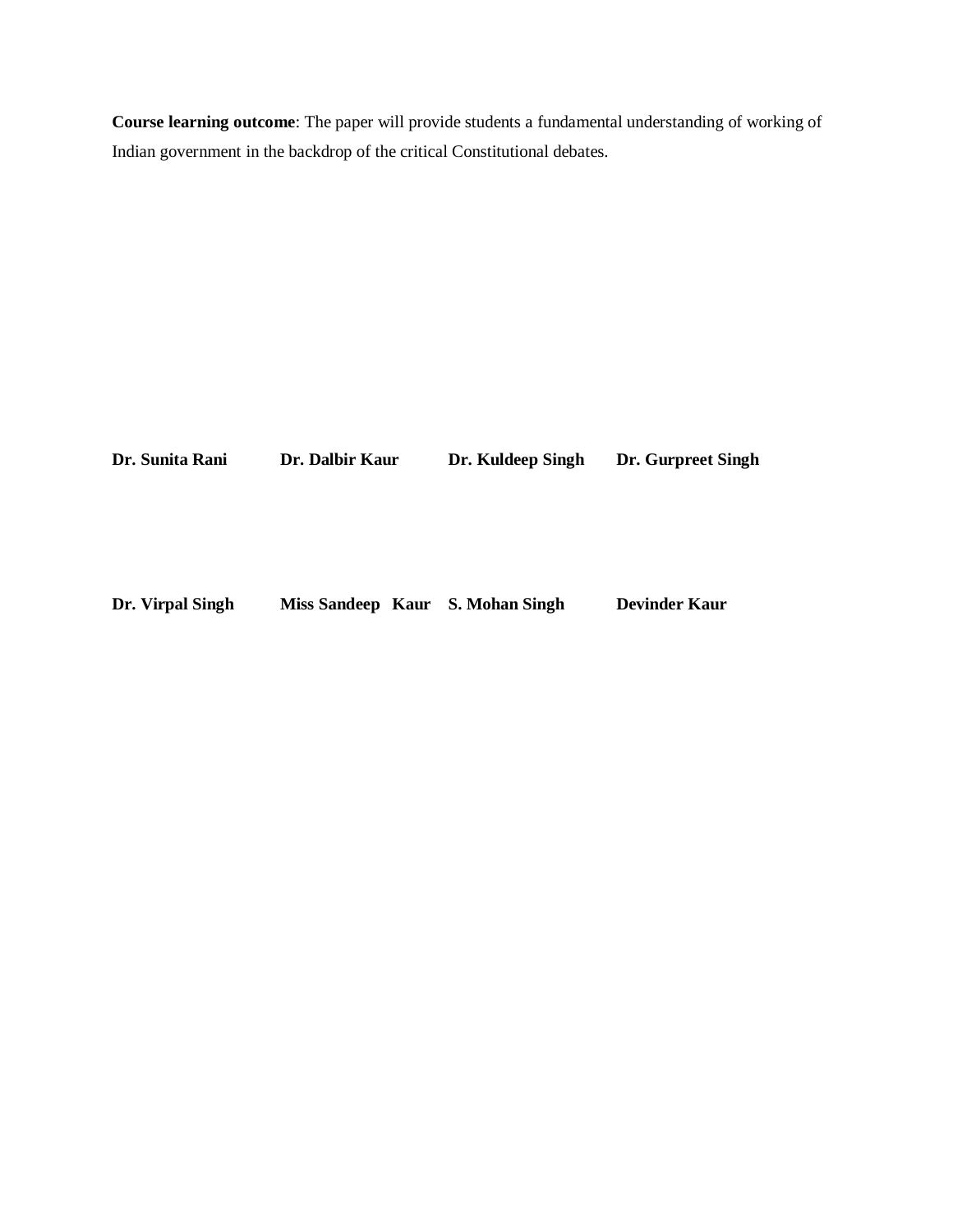**Course learning outcome**: The paper will provide students a fundamental understanding of working of Indian government in the backdrop of the critical Constitutional debates.

| | | | |
|---|---|---|---|
| **Dr. Sunita Rani** | **Dr. Dalbir Kaur** | **Dr. Kuldeep Singh** | **Dr. Gurpreet Singh** |
| **Dr. Virpal Singh** | **Miss Sandeep Kaur** | **S. Mohan Singh** | **Devinder Kaur** |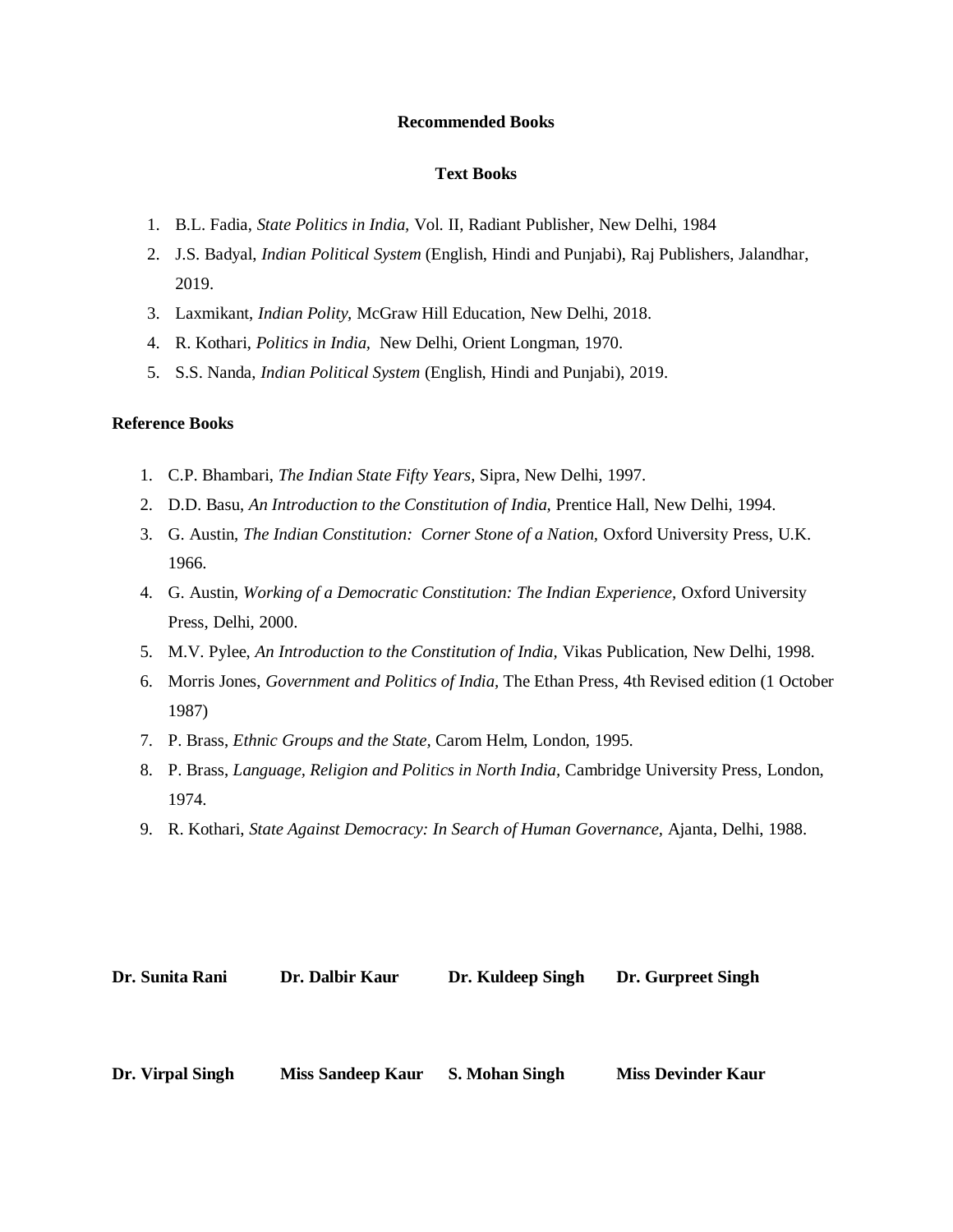**Recommended Books**

**Text Books**

1. B.L. Fadia, *State Politics in India,* Vol. II, Radiant Publisher, New Delhi, 1984
2. J.S. Badyal, *Indian Political System* (English, Hindi and Punjabi), Raj Publishers, Jalandhar, 2019.
3. Laxmikant, *Indian Polity,* McGraw Hill Education, New Delhi, 2018.
4. R. Kothari, *Politics in India,* New Delhi, Orient Longman, 1970.
5. S.S. Nanda, *Indian Political System* (English, Hindi and Punjabi), 2019.

**Reference Books**

1. C.P. Bhambari, *The Indian State Fifty Years,* Sipra, New Delhi, 1997.
2. D.D. Basu, *An Introduction to the Constitution of India,* Prentice Hall, New Delhi, 1994.
3. G. Austin, *The Indian Constitution: Corner Stone of a Nation,* Oxford University Press, U.K. 1966.
4. G. Austin, *Working of a Democratic Constitution: The Indian Experience,* Oxford University Press, Delhi, 2000.
5. M.V. Pylee, *An Introduction to the Constitution of India,* Vikas Publication, New Delhi, 1998.
6. Morris Jones, *Government and Politics of India,* The Ethan Press, 4th Revised edition (1 October 1987)
7. P. Brass, *Ethnic Groups and the State,* Carom Helm, London, 1995.
8. P. Brass, *Language, Religion and Politics in North India,* Cambridge University Press, London, 1974.
9. R. Kothari, *State Against Democracy: In Search of Human Governance,* Ajanta, Delhi, 1988.

**Dr. Sunita Rani** **Dr. Dalbir Kaur** **Dr. Kuldeep Singh** **Dr. Gurpreet Singh**

**Dr. Virpal Singh** **Miss Sandeep Kaur** **S. Mohan Singh** **Miss Devinder Kaur**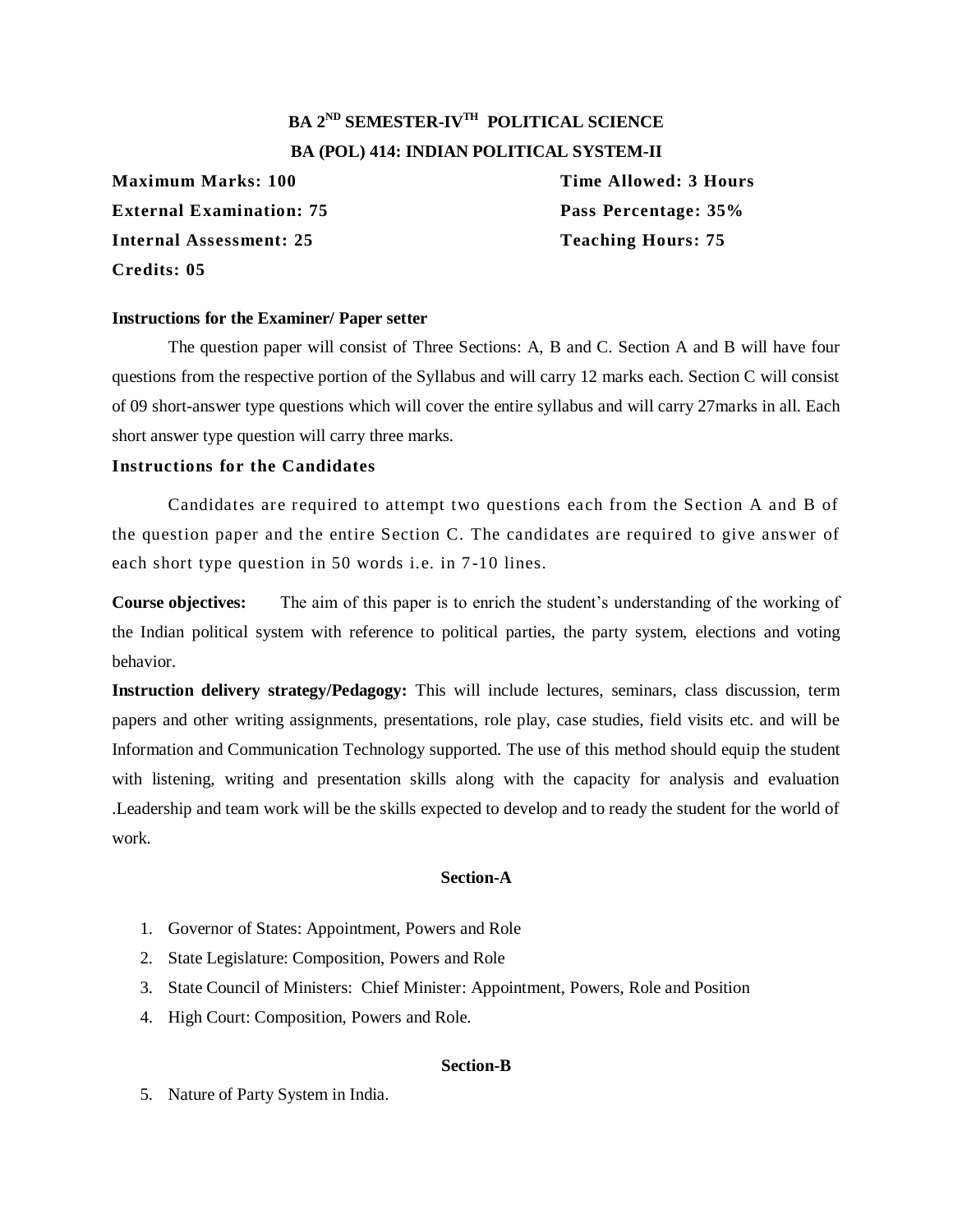**BA 2ND SEMESTER-IVTH POLITICAL SCIENCE**

**BA (POL) 414: INDIAN POLITICAL SYSTEM-II**

**Maximum Marks: 100** | **Time Allowed: 3 Hours**

**External Examination: 75** | **Pass Percentage: 35%**

**Internal Assessment: 25** | **Teaching Hours: 75**

**Credits: 05**

**Instructions for the Examiner/ Paper setter**

The question paper will consist of Three Sections: A, B and C. Section A and B will have four questions from the respective portion of the Syllabus and will carry 12 marks each. Section C will consist of 09 short-answer type questions which will cover the entire syllabus and will carry 27marks in all. Each short answer type question will carry three marks.

**Instructions for the Candidates**

Candidates are required to attempt two questions each from the Section A and B of the question paper and the entire Section C. The candidates are required to give answer of each short type question in 50 words i.e. in 7-10 lines.

**Course objectives:** The aim of this paper is to enrich the student's understanding of the working of the Indian political system with reference to political parties, the party system, elections and voting behavior.

**Instruction delivery strategy/Pedagogy:** This will include lectures, seminars, class discussion, term papers and other writing assignments, presentations, role play, case studies, field visits etc. and will be Information and Communication Technology supported. The use of this method should equip the student with listening, writing and presentation skills along with the capacity for analysis and evaluation .Leadership and team work will be the skills expected to develop and to ready the student for the world of work.

**Section-A**

1. Governor of States: Appointment, Powers and Role
2. State Legislature: Composition, Powers and Role
3. State Council of Ministers: Chief Minister: Appointment, Powers, Role and Position
4. High Court: Composition, Powers and Role.

**Section-B**

5. Nature of Party System in India.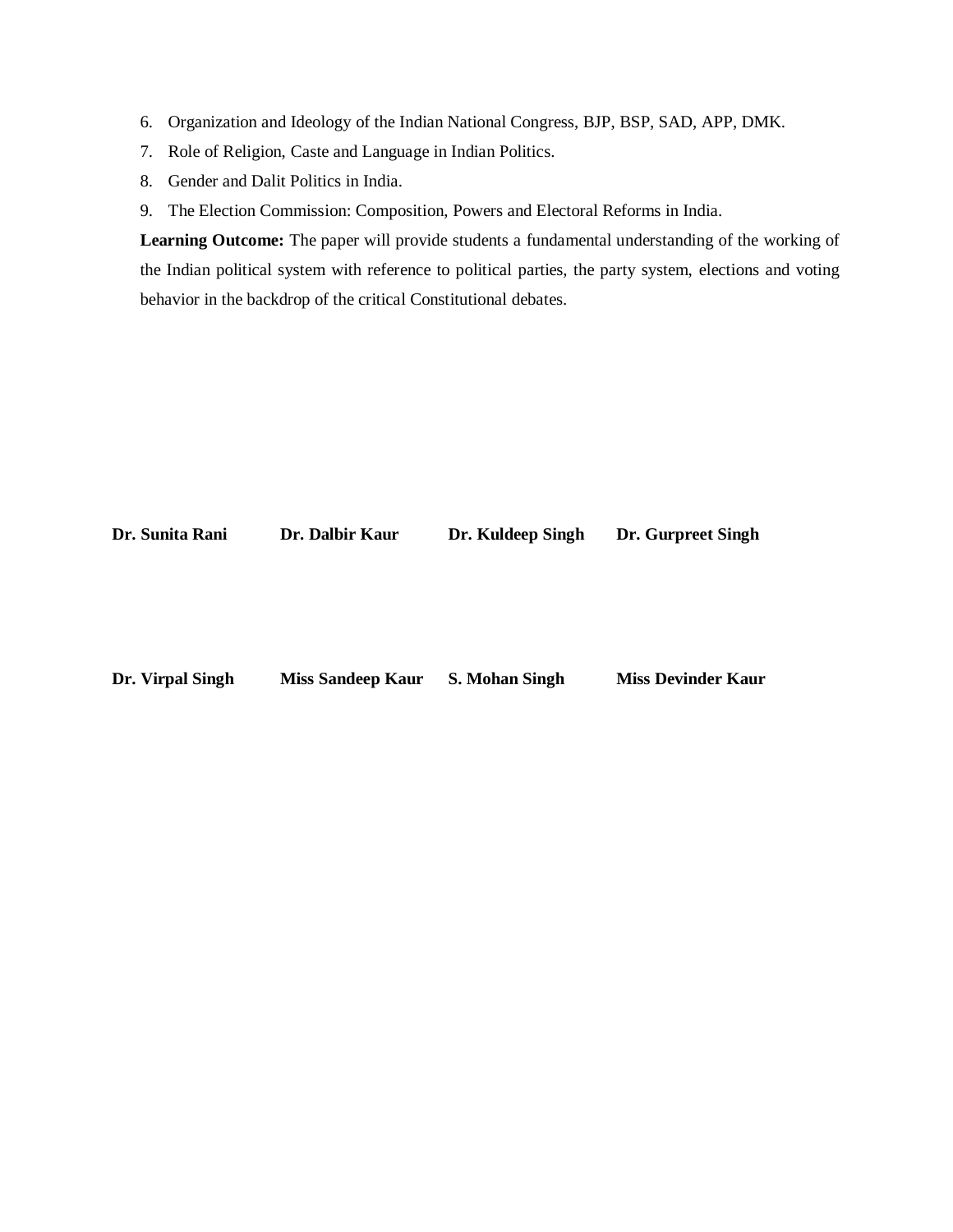6. Organization and Ideology of the Indian National Congress, BJP, BSP, SAD, APP, DMK.
7. Role of Religion, Caste and Language in Indian Politics.
8. Gender and Dalit Politics in India.
9. The Election Commission: Composition, Powers and Electoral Reforms in India.

**Learning Outcome:** The paper will provide students a fundamental understanding of the working of the Indian political system with reference to political parties, the party system, elections and voting behavior in the backdrop of the critical Constitutional debates.

**Dr. Sunita Rani** **Dr. Dalbir Kaur** **Dr. Kuldeep Singh** **Dr. Gurpreet Singh**

**Dr. Virpal Singh** **Miss Sandeep Kaur** **S. Mohan Singh** **Miss Devinder Kaur**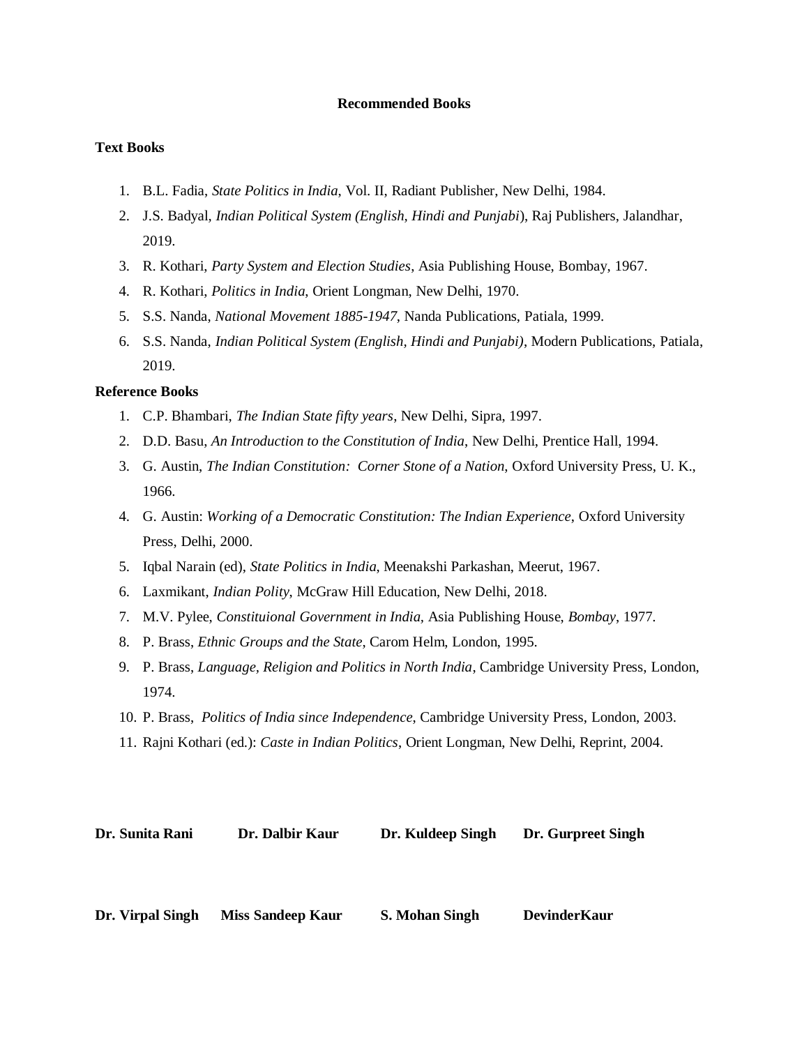**Recommended Books**

**Text Books**

1. B.L. Fadia, *State Politics in India*, Vol. II, Radiant Publisher, New Delhi, 1984.
2. J.S. Badyal, *Indian Political System (English, Hindi and Punjabi*), Raj Publishers, Jalandhar, 2019.
3. R. Kothari, *Party System and Election Studies*, Asia Publishing House, Bombay, 1967.
4. R. Kothari, *Politics in India*, Orient Longman, New Delhi, 1970.
5. S.S. Nanda, *National Movement 1885-1947*, Nanda Publications, Patiala, 1999.
6. S.S. Nanda, *Indian Political System (English, Hindi and Punjabi)*, Modern Publications, Patiala, 2019.

**Reference Books**

1. C.P. Bhambari, *The Indian State fifty years*, New Delhi, Sipra, 1997.
2. D.D. Basu, *An Introduction to the Constitution of India*, New Delhi, Prentice Hall, 1994.
3. G. Austin, *The Indian Constitution: Corner Stone of a Nation*, Oxford University Press, U. K., 1966.
4. G. Austin: *Working of a Democratic Constitution: The Indian Experience*, Oxford University Press, Delhi, 2000.
5. Iqbal Narain (ed), *State Politics in India*, Meenakshi Parkashan, Meerut, 1967.
6. Laxmikant, *Indian Polity*, McGraw Hill Education, New Delhi, 2018.
7. M.V. Pylee, *Constituional Government in India*, Asia Publishing House, *Bombay*, 1977.
8. P. Brass, *Ethnic Groups and the State*, Carom Helm, London, 1995.
9. P. Brass, *Language, Religion and Politics in North India*, Cambridge University Press, London, 1974.
10. P. Brass, *Politics of India since Independence*, Cambridge University Press, London, 2003.
11. Rajni Kothari (ed.): *Caste in Indian Politics*, Orient Longman, New Delhi, Reprint, 2004.

**Dr. Sunita Rani** **Dr. Dalbir Kaur** **Dr. Kuldeep Singh** **Dr. Gurpreet Singh**

**Dr. Virpal Singh** **Miss Sandeep Kaur** **S. Mohan Singh** **DevinderKaur**